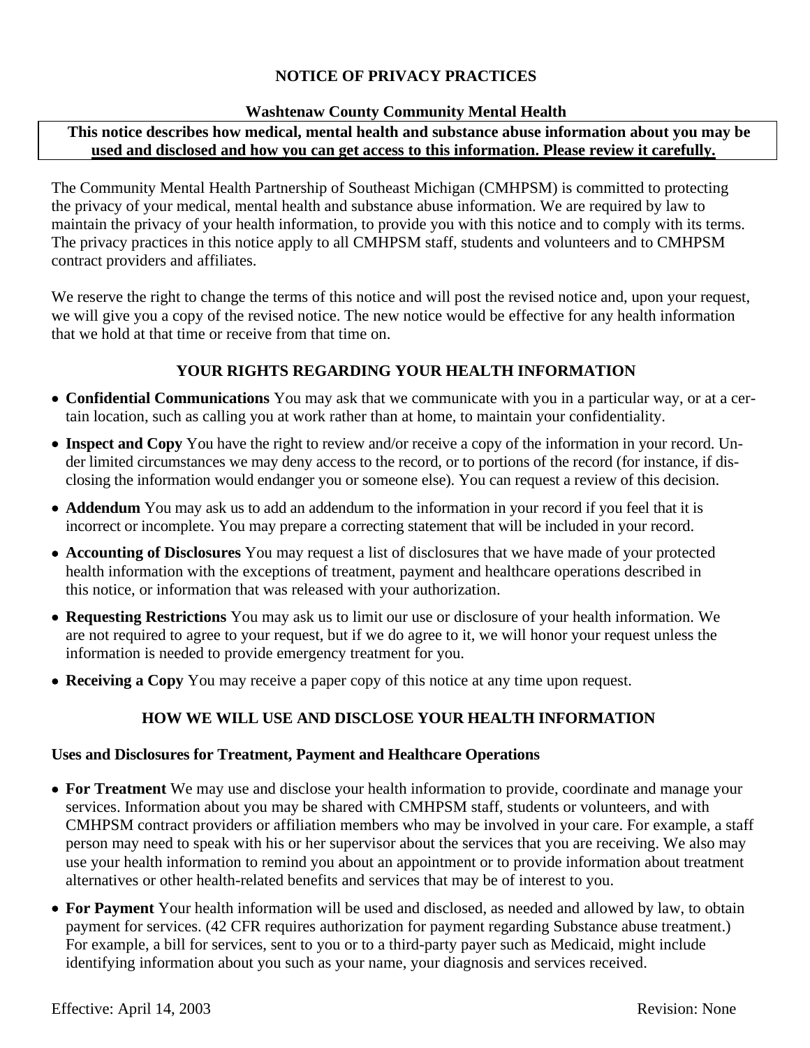# NOTICE OF PRIVACY PRACTICES

## Washtenaw County Community Mental Health

**This notice describes how medical, mental health and substance abuse information about you may be used and disclosed and how you can get access to this information. Please review it carefully.**

The Community Mental Health Partnership of Southeast Michigan (CMHPSM) is committed to protecting the privacy of your medical, mental health and substance abuse information. We are required by law to maintain the privacy of your health information, to provide you with this notice and to comply with its terms. The privacy practices in this notice apply to all CMHPSM staff, students and volunteers and to CMHPSM contract providers and affiliates.

We reserve the right to change the terms of this notice and will post the revised notice and, upon your request, we will give you a copy of the revised notice. The new notice would be effective for any health information that we hold at that time or receive from that time on.

## YOUR RIGHTS REGARDING YOUR HEALTH INFORMATION

- **Confidential Communications** You may ask that we communicate with you in a particular way, or at a certain location, such as calling you at work rather than at home, to maintain your confidentiality.
- **Inspect and Copy** You have the right to review and/or receive a copy of the information in your record. Under limited circumstances we may deny access to the record, or to portions of the record (for instance, if disclosing the information would endanger you or someone else). You can request a review of this decision.
- **Addendum** You may ask us to add an addendum to the information in your record if you feel that it is incorrect or incomplete. You may prepare a correcting statement that will be included in your record.
- **Accounting of Disclosures** You may request a list of disclosures that we have made of your protected health information with the exceptions of treatment, payment and healthcare operations described in this notice, or information that was released with your authorization.
- **Requesting Restrictions** You may ask us to limit our use or disclosure of your health information. We are not required to agree to your request, but if we do agree to it, we will honor your request unless the information is needed to provide emergency treatment for you.
- **Receiving a Copy** You may receive a paper copy of this notice at any time upon request.

## HOW WE WILL USE AND DISCLOSE YOUR HEALTH INFORMATION

### Uses and Disclosures for Treatment, Payment and Healthcare Operations

- **For Treatment** We may use and disclose your health information to provide, coordinate and manage your services. Information about you may be shared with CMHPSM staff, students or volunteers, and with CMHPSM contract providers or affiliation members who may be involved in your care. For example, a staff person may need to speak with his or her supervisor about the services that you are receiving. We also may use your health information to remind you about an appointment or to provide information about treatment alternatives or other health-related benefits and services that may be of interest to you.
- **For Payment** Your health information will be used and disclosed, as needed and allowed by law, to obtain payment for services. (42 CFR requires authorization for payment regarding Substance abuse treatment.) For example, a bill for services, sent to you or to a third-party payer such as Medicaid, might include identifying information about you such as your name, your diagnosis and services received.

Effective: April 14, 2003 Revision: None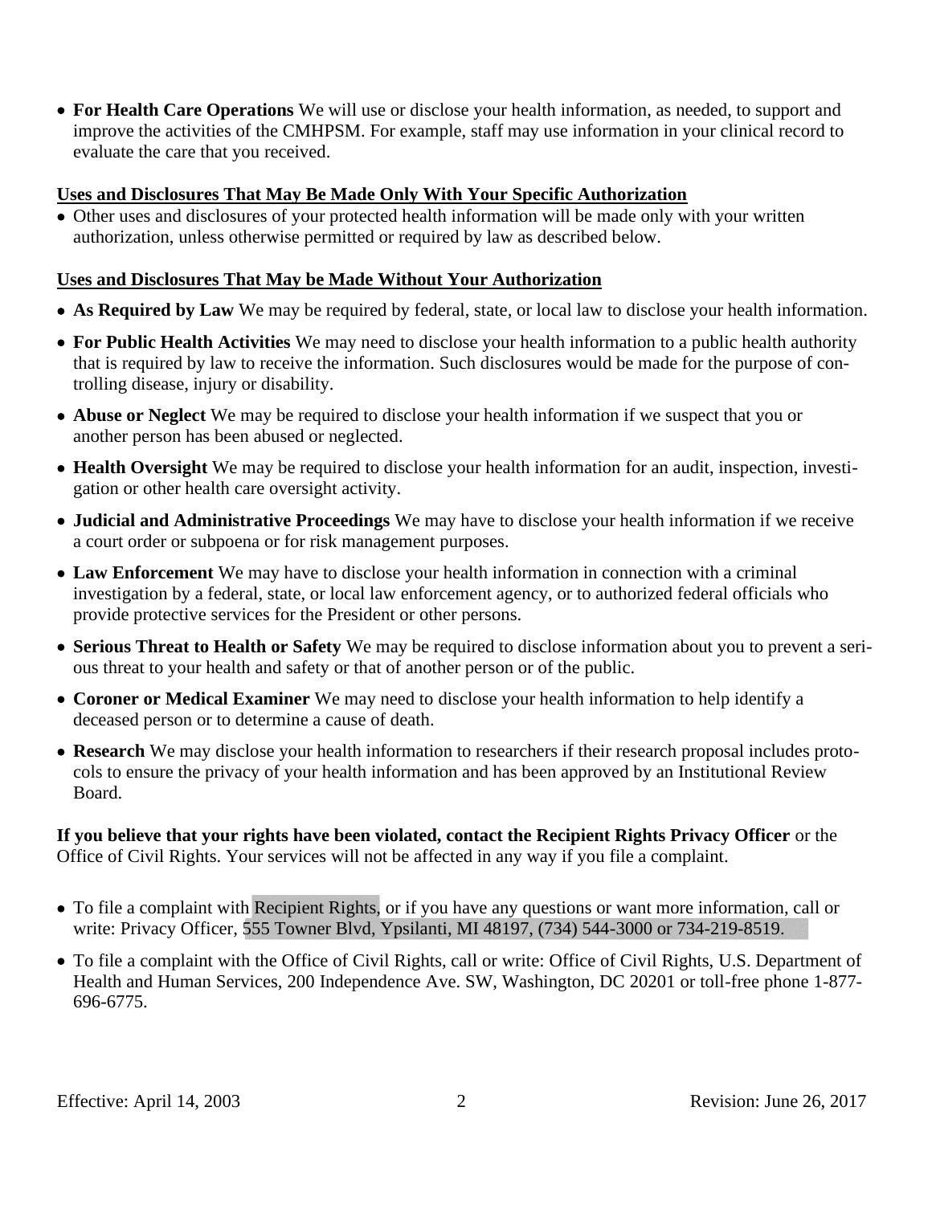- **For Health Care Operations** We will use or disclose your health information, as needed, to support and improve the activities of the CMHPSM. For example, staff may use information in your clinical record to evaluate the care that you received.

**Uses and Disclosures That May Be Made Only With Your Specific Authorization**

- Other uses and disclosures of your protected health information will be made only with your written authorization, unless otherwise permitted or required by law as described below.

**Uses and Disclosures That May be Made Without Your Authorization**

- **As Required by Law** We may be required by federal, state, or local law to disclose your health information.
- **For Public Health Activities** We may need to disclose your health information to a public health authority that is required by law to receive the information. Such disclosures would be made for the purpose of controlling disease, injury or disability.
- **Abuse or Neglect** We may be required to disclose your health information if we suspect that you or another person has been abused or neglected.
- **Health Oversight** We may be required to disclose your health information for an audit, inspection, investigation or other health care oversight activity.
- **Judicial and Administrative Proceedings** We may have to disclose your health information if we receive a court order or subpoena or for risk management purposes.
- **Law Enforcement** We may have to disclose your health information in connection with a criminal investigation by a federal, state, or local law enforcement agency, or to authorized federal officials who provide protective services for the President or other persons.
- **Serious Threat to Health or Safety** We may be required to disclose information about you to prevent a serious threat to your health and safety or that of another person or of the public.
- **Coroner or Medical Examiner** We may need to disclose your health information to help identify a deceased person or to determine a cause of death.
- **Research** We may disclose your health information to researchers if their research proposal includes protocols to ensure the privacy of your health information and has been approved by an Institutional Review Board.

**If you believe that your rights have been violated, contact the Recipient Rights Privacy Officer** or the Office of Civil Rights. Your services will not be affected in any way if you file a complaint.

- To file a complaint with Recipient Rights, or if you have any questions or want more information, call or write: Privacy Officer, 555 Towner Blvd, Ypsilanti, MI 48197, (734) 544-3000 or 734-219-8519.
- To file a complaint with the Office of Civil Rights, call or write: Office of Civil Rights, U.S. Department of Health and Human Services, 200 Independence Ave. SW, Washington, DC 20201 or toll-free phone 1-877-696-6775.

Effective: April 14, 2003 | Revision: June 26, 2017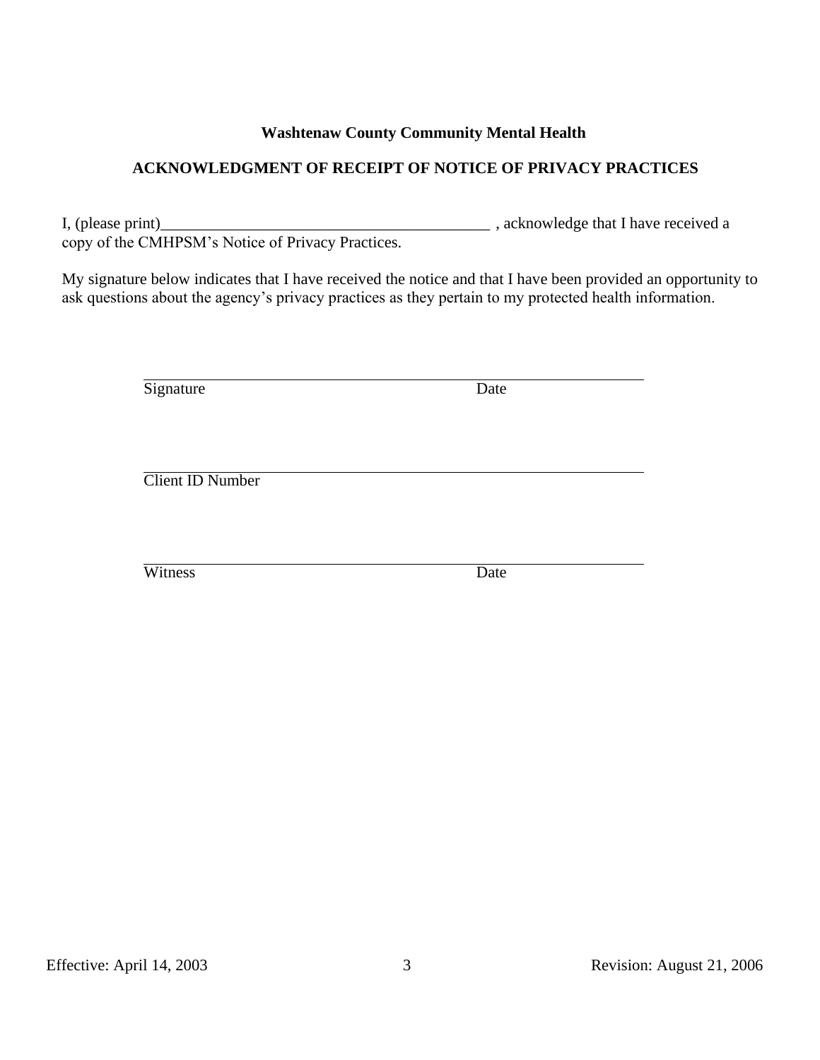**Washtenaw County Community Mental Health**

**ACKNOWLEDGMENT OF RECEIPT OF NOTICE OF PRIVACY PRACTICES**

I, (please print)___________________________________________ , acknowledge that I have received a copy of the CMHPSM's Notice of Privacy Practices.

My signature below indicates that I have received the notice and that I have been provided an opportunity to ask questions about the agency's privacy practices as they pertain to my protected health information.

_________________________________________________________________
Signature                                                                                    Date

_________________________________________________________________
Client ID Number

_________________________________________________________________
Witness                                                                                      Date

Effective: April 14, 2003                                                                    Revision: August 21, 2006